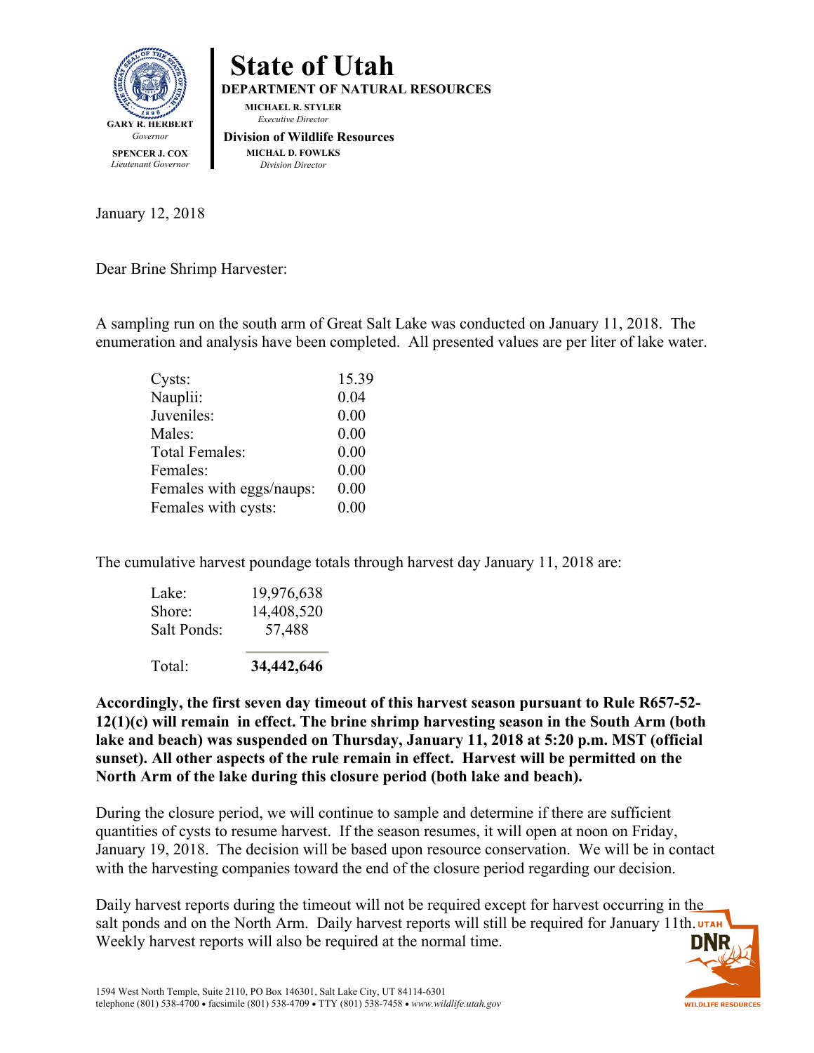# State of Utah

**GARY R. HERBERT**
*Governor*

**SPENCER J. COX**
*Lieutenant Governor*

**DEPARTMENT OF NATURAL RESOURCES**

**MICHAEL R. STYLER**
*Executive Director*

**Division of Wildlife Resources**

**MICHAL D. FOWLKS**
*Division Director*

January 12, 2018

Dear Brine Shrimp Harvester:

A sampling run on the south arm of Great Salt Lake was conducted on January 11, 2018. The enumeration and analysis have been completed. All presented values are per liter of lake water.

| | |
|---|---|
| Cysts: | 15.39 |
| Nauplii: | 0.04 |
| Juveniles: | 0.00 |
| Males: | 0.00 |
| Total Females: | 0.00 |
| Females: | 0.00 |
| Females with eggs/naups: | 0.00 |
| Females with cysts: | 0.00 |

The cumulative harvest poundage totals through harvest day January 11, 2018 are:

| | |
|---|---|
| Lake: | 19,976,638 |
| Shore: | 14,408,520 |
| Salt Ponds: | 57,488 |
| Total: | **34,442,646** |

**Accordingly, the first seven day timeout of this harvest season pursuant to Rule R657-52-12(1)(c) will remain in effect. The brine shrimp harvesting season in the South Arm (both lake and beach) was suspended on Thursday, January 11, 2018 at 5:20 p.m. MST (official sunset). All other aspects of the rule remain in effect. Harvest will be permitted on the North Arm of the lake during this closure period (both lake and beach).**

During the closure period, we will continue to sample and determine if there are sufficient quantities of cysts to resume harvest. If the season resumes, it will open at noon on Friday, January 19, 2018. The decision will be based upon resource conservation. We will be in contact with the harvesting companies toward the end of the closure period regarding our decision.

Daily harvest reports during the timeout will not be required except for harvest occurring in the salt ponds and on the North Arm. Daily harvest reports will still be required for January 11th. Weekly harvest reports will also be required at the normal time.

1594 West North Temple, Suite 2110, PO Box 146301, Salt Lake City, UT 84114-6301
telephone (801) 538-4700 • facsimile (801) 538-4709 • TTY (801) 538-7458 • *www.wildlife.utah.gov*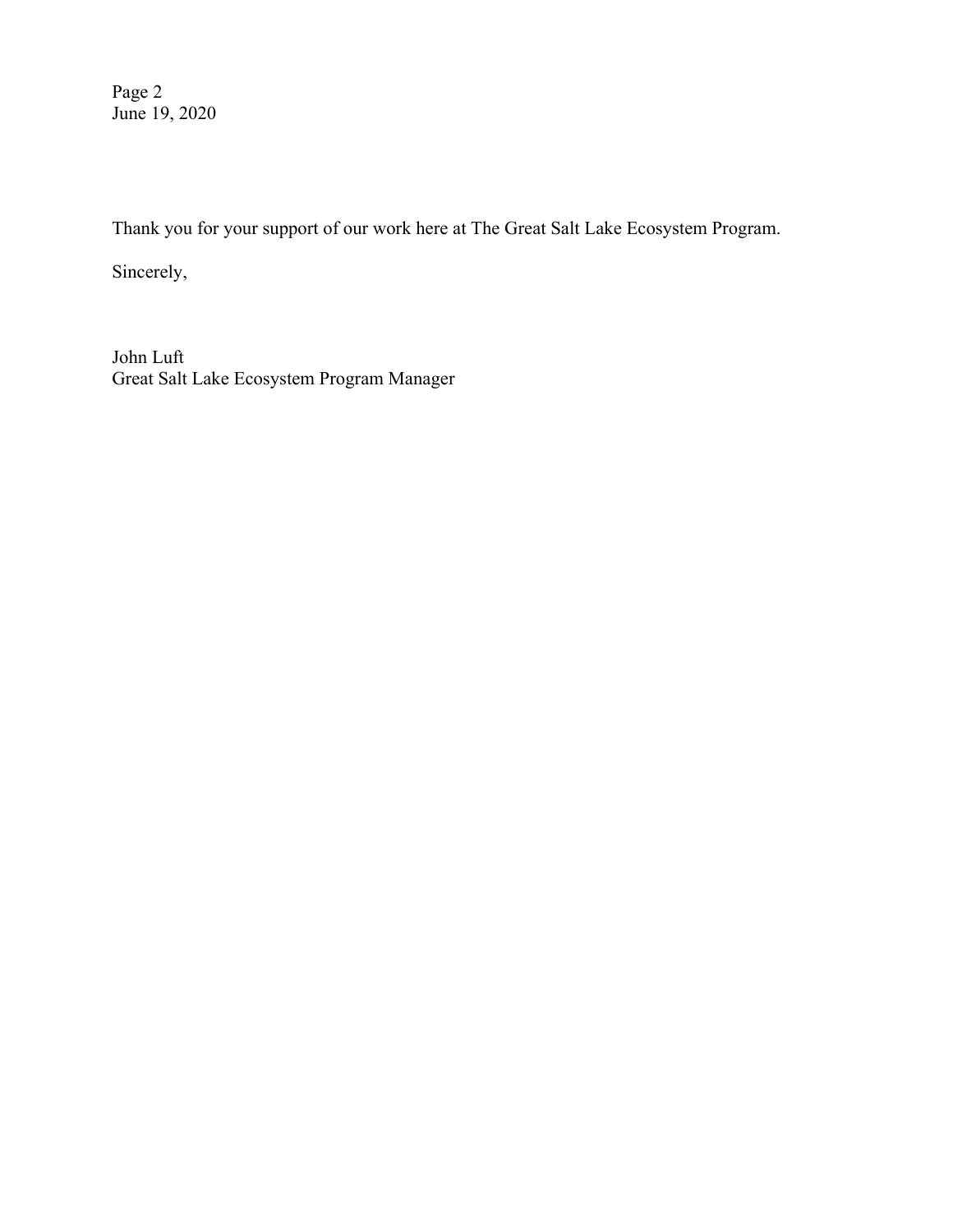Thank you for your support of our work here at The Great Salt Lake Ecosystem Program.

Sincerely,

John Luft
Great Salt Lake Ecosystem Program Manager